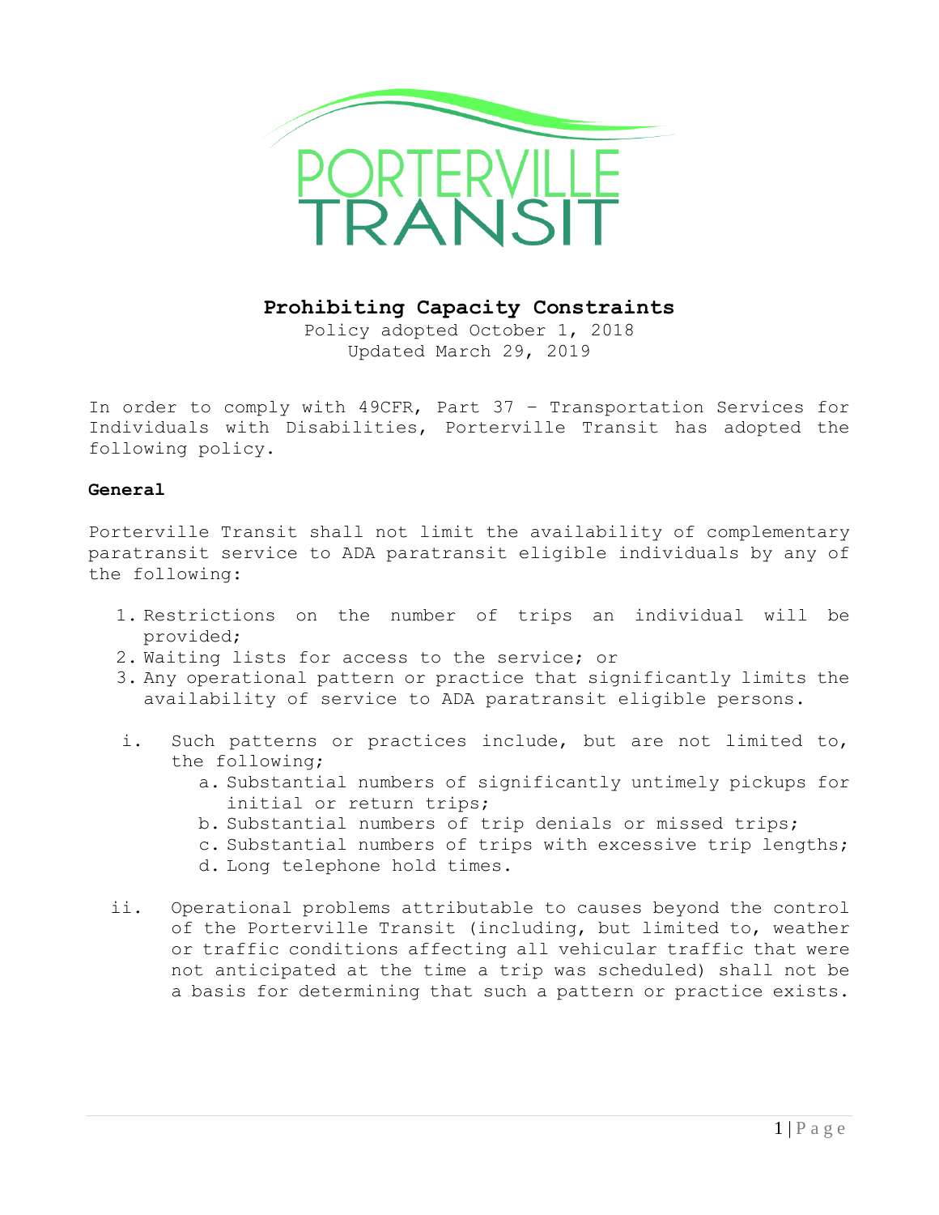# Prohibiting Capacity Constraints

Policy adopted October 1, 2018
Updated March 29, 2019

In order to comply with 49CFR, Part 37 – Transportation Services for Individuals with Disabilities, Porterville Transit has adopted the following policy.

### General

Porterville Transit shall not limit the availability of complementary paratransit service to ADA paratransit eligible individuals by any of the following:

1. Restrictions on the number of trips an individual will be provided;
2. Waiting lists for access to the service; or
3. Any operational pattern or practice that significantly limits the availability of service to ADA paratransit eligible persons.

   i. Such patterns or practices include, but are not limited to, the following;
      a. Substantial numbers of significantly untimely pickups for initial or return trips;
      b. Substantial numbers of trip denials or missed trips;
      c. Substantial numbers of trips with excessive trip lengths;
      d. Long telephone hold times.

   ii. Operational problems attributable to causes beyond the control of the Porterville Transit (including, but limited to, weather or traffic conditions affecting all vehicular traffic that were not anticipated at the time a trip was scheduled) shall not be a basis for determining that such a pattern or practice exists.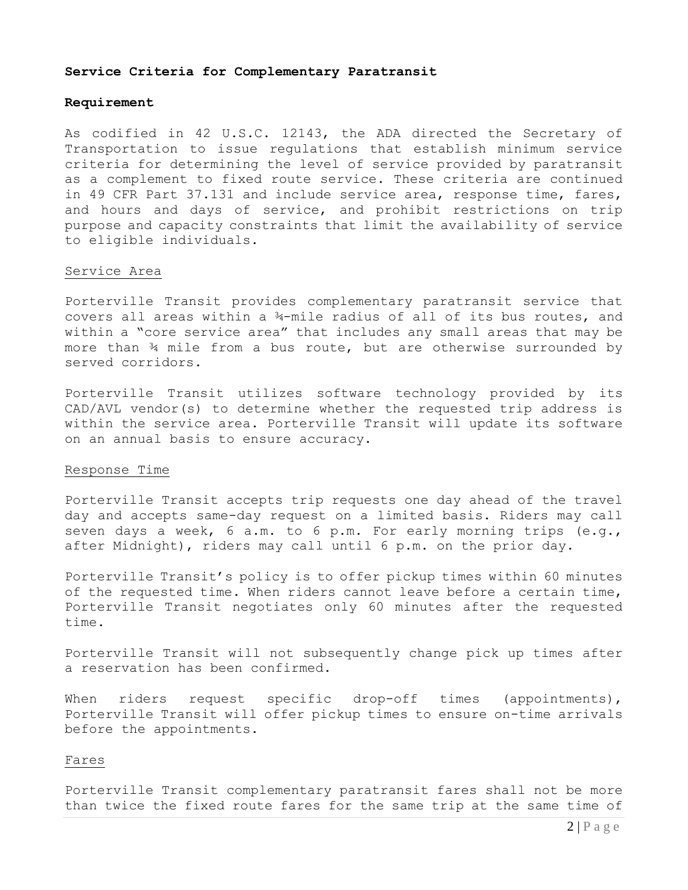**Service Criteria for Complementary Paratransit**

**Requirement**

As codified in 42 U.S.C. 12143, the ADA directed the Secretary of Transportation to issue regulations that establish minimum service criteria for determining the level of service provided by paratransit as a complement to fixed route service. These criteria are continued in 49 CFR Part 37.131 and include service area, response time, fares, and hours and days of service, and prohibit restrictions on trip purpose and capacity constraints that limit the availability of service to eligible individuals.

Service Area

Porterville Transit provides complementary paratransit service that covers all areas within a ¾-mile radius of all of its bus routes, and within a "core service area" that includes any small areas that may be more than ¾ mile from a bus route, but are otherwise surrounded by served corridors.

Porterville Transit utilizes software technology provided by its CAD/AVL vendor(s) to determine whether the requested trip address is within the service area. Porterville Transit will update its software on an annual basis to ensure accuracy.

Response Time

Porterville Transit accepts trip requests one day ahead of the travel day and accepts same-day request on a limited basis. Riders may call seven days a week, 6 a.m. to 6 p.m. For early morning trips (e.g., after Midnight), riders may call until 6 p.m. on the prior day.

Porterville Transit's policy is to offer pickup times within 60 minutes of the requested time. When riders cannot leave before a certain time, Porterville Transit negotiates only 60 minutes after the requested time.

Porterville Transit will not subsequently change pick up times after a reservation has been confirmed.

When riders request specific drop-off times (appointments), Porterville Transit will offer pickup times to ensure on-time arrivals before the appointments.

Fares

Porterville Transit complementary paratransit fares shall not be more than twice the fixed route fares for the same trip at the same time of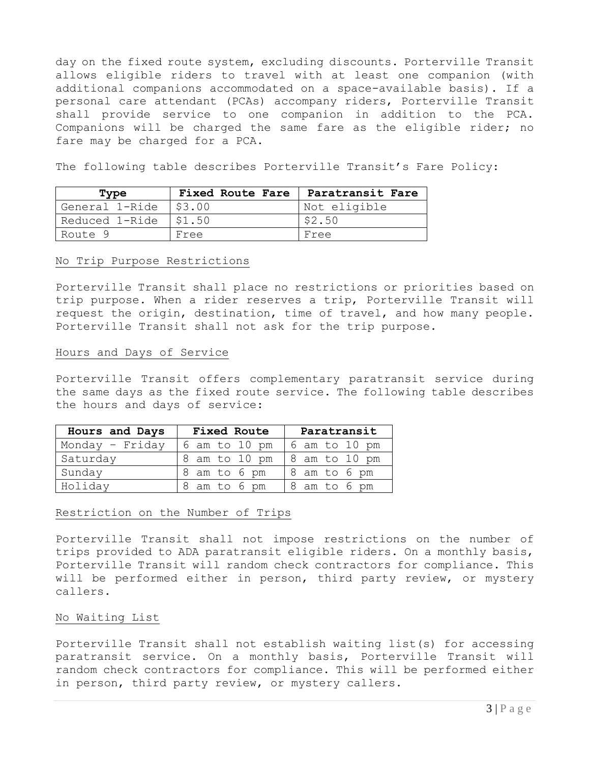day on the fixed route system, excluding discounts. Porterville Transit allows eligible riders to travel with at least one companion (with additional companions accommodated on a space-available basis). If a personal care attendant (PCAs) accompany riders, Porterville Transit shall provide service to one companion in addition to the PCA. Companions will be charged the same fare as the eligible rider; no fare may be charged for a PCA.

The following table describes Porterville Transit's Fare Policy:

| Type | Fixed Route Fare | Paratransit Fare |
|---|---|---|
| General 1-Ride | $3.00 | Not eligible |
| Reduced 1-Ride | $1.50 | $2.50 |
| Route 9 | Free | Free |

## No Trip Purpose Restrictions

Porterville Transit shall place no restrictions or priorities based on trip purpose. When a rider reserves a trip, Porterville Transit will request the origin, destination, time of travel, and how many people. Porterville Transit shall not ask for the trip purpose.

## Hours and Days of Service

Porterville Transit offers complementary paratransit service during the same days as the fixed route service. The following table describes the hours and days of service:

| Hours and Days | Fixed Route | Paratransit |
|---|---|---|
| Monday – Friday | 6 am to 10 pm | 6 am to 10 pm |
| Saturday | 8 am to 10 pm | 8 am to 10 pm |
| Sunday | 8 am to 6 pm | 8 am to 6 pm |
| Holiday | 8 am to 6 pm | 8 am to 6 pm |

## Restriction on the Number of Trips

Porterville Transit shall not impose restrictions on the number of trips provided to ADA paratransit eligible riders. On a monthly basis, Porterville Transit will random check contractors for compliance. This will be performed either in person, third party review, or mystery callers.

## No Waiting List

Porterville Transit shall not establish waiting list(s) for accessing paratransit service. On a monthly basis, Porterville Transit will random check contractors for compliance. This will be performed either in person, third party review, or mystery callers.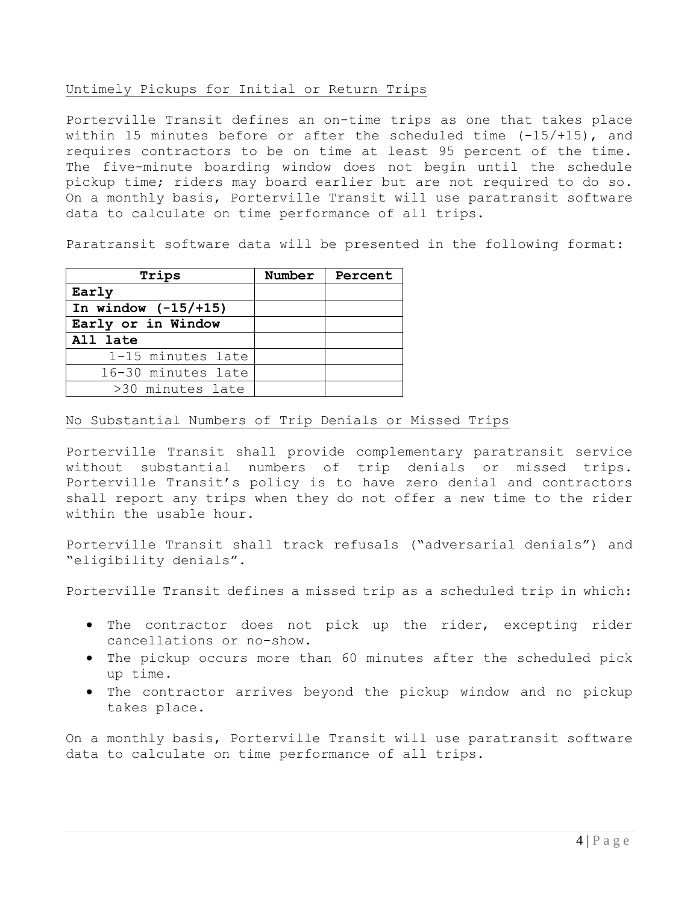### Untimely Pickups for Initial or Return Trips

Porterville Transit defines an on-time trips as one that takes place within 15 minutes before or after the scheduled time (-15/+15), and requires contractors to be on time at least 95 percent of the time. The five-minute boarding window does not begin until the schedule pickup time; riders may board earlier but are not required to do so. On a monthly basis, Porterville Transit will use paratransit software data to calculate on time performance of all trips.

Paratransit software data will be presented in the following format:

| Trips | Number | Percent |
|---|---|---|
| **Early** | | |
| **In window (-15/+15)** | | |
| **Early or in Window** | | |
| **All late** | | |
| 1-15 minutes late | | |
| 16-30 minutes late | | |
| >30 minutes late | | |

### No Substantial Numbers of Trip Denials or Missed Trips

Porterville Transit shall provide complementary paratransit service without substantial numbers of trip denials or missed trips. Porterville Transit's policy is to have zero denial and contractors shall report any trips when they do not offer a new time to the rider within the usable hour.

Porterville Transit shall track refusals ("adversarial denials") and "eligibility denials".

Porterville Transit defines a missed trip as a scheduled trip in which:

- The contractor does not pick up the rider, excepting rider cancellations or no-show.
- The pickup occurs more than 60 minutes after the scheduled pick up time.
- The contractor arrives beyond the pickup window and no pickup takes place.

On a monthly basis, Porterville Transit will use paratransit software data to calculate on time performance of all trips.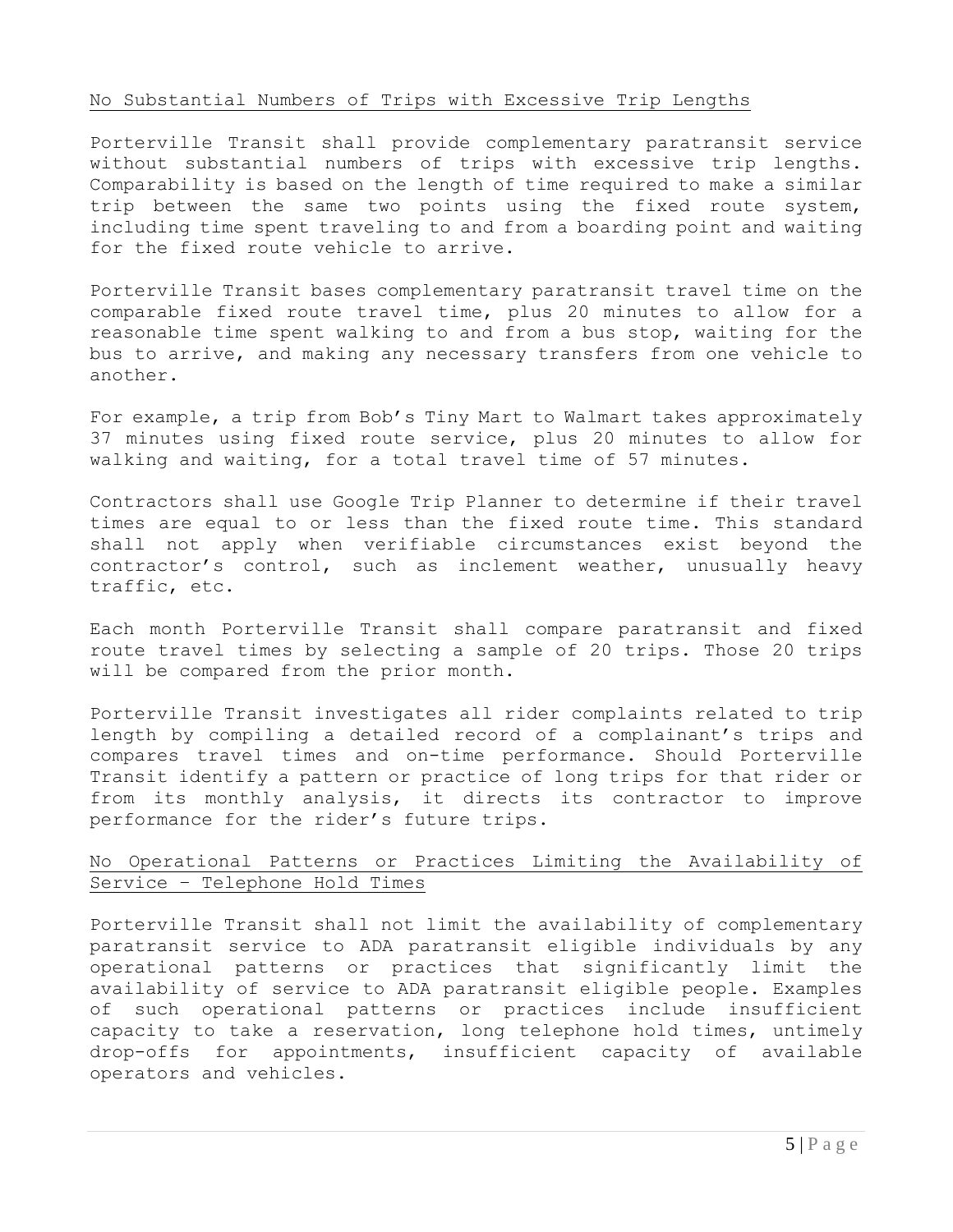## No Substantial Numbers of Trips with Excessive Trip Lengths

Porterville Transit shall provide complementary paratransit service without substantial numbers of trips with excessive trip lengths. Comparability is based on the length of time required to make a similar trip between the same two points using the fixed route system, including time spent traveling to and from a boarding point and waiting for the fixed route vehicle to arrive.

Porterville Transit bases complementary paratransit travel time on the comparable fixed route travel time, plus 20 minutes to allow for a reasonable time spent walking to and from a bus stop, waiting for the bus to arrive, and making any necessary transfers from one vehicle to another.

For example, a trip from Bob's Tiny Mart to Walmart takes approximately 37 minutes using fixed route service, plus 20 minutes to allow for walking and waiting, for a total travel time of 57 minutes.

Contractors shall use Google Trip Planner to determine if their travel times are equal to or less than the fixed route time. This standard shall not apply when verifiable circumstances exist beyond the contractor's control, such as inclement weather, unusually heavy traffic, etc.

Each month Porterville Transit shall compare paratransit and fixed route travel times by selecting a sample of 20 trips. Those 20 trips will be compared from the prior month.

Porterville Transit investigates all rider complaints related to trip length by compiling a detailed record of a complainant's trips and compares travel times and on-time performance. Should Porterville Transit identify a pattern or practice of long trips for that rider or from its monthly analysis, it directs its contractor to improve performance for the rider's future trips.

## No Operational Patterns or Practices Limiting the Availability of Service – Telephone Hold Times

Porterville Transit shall not limit the availability of complementary paratransit service to ADA paratransit eligible individuals by any operational patterns or practices that significantly limit the availability of service to ADA paratransit eligible people. Examples of such operational patterns or practices include insufficient capacity to take a reservation, long telephone hold times, untimely drop-offs for appointments, insufficient capacity of available operators and vehicles.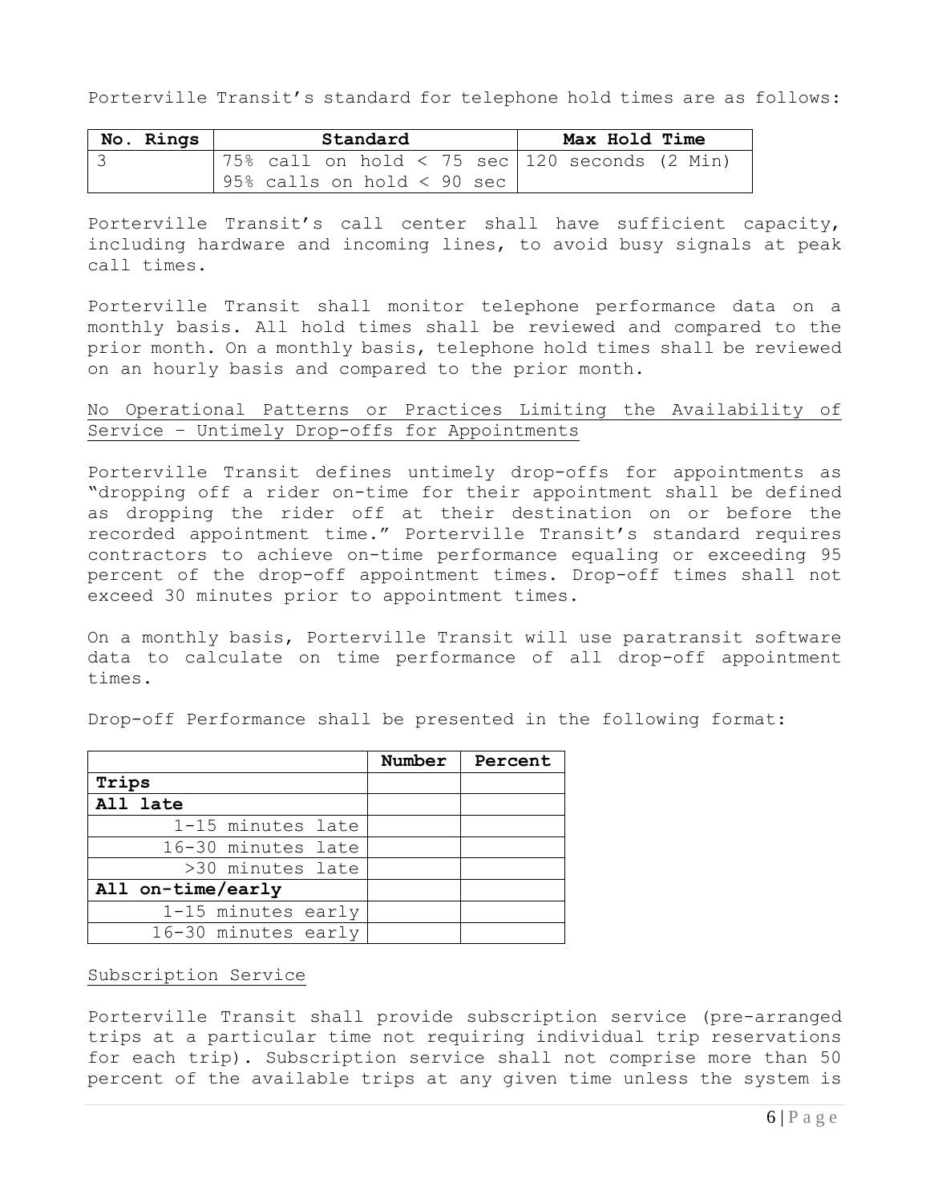Porterville Transit's standard for telephone hold times are as follows:

| No. Rings | Standard | Max Hold Time |
|---|---|---|
| 3 | 75% call on hold < 75 sec<br>95% calls on hold < 90 sec | 120 seconds (2 Min) |

Porterville Transit's call center shall have sufficient capacity, including hardware and incoming lines, to avoid busy signals at peak call times.

Porterville Transit shall monitor telephone performance data on a monthly basis. All hold times shall be reviewed and compared to the prior month. On a monthly basis, telephone hold times shall be reviewed on an hourly basis and compared to the prior month.

No Operational Patterns or Practices Limiting the Availability of Service – Untimely Drop-offs for Appointments

Porterville Transit defines untimely drop-offs for appointments as "dropping off a rider on-time for their appointment shall be defined as dropping the rider off at their destination on or before the recorded appointment time." Porterville Transit's standard requires contractors to achieve on-time performance equaling or exceeding 95 percent of the drop-off appointment times. Drop-off times shall not exceed 30 minutes prior to appointment times.

On a monthly basis, Porterville Transit will use paratransit software data to calculate on time performance of all drop-off appointment times.

Drop-off Performance shall be presented in the following format:

| | Number | Percent |
|---|---|---|
| **Trips** | | |
| **All late** | | |
| 1-15 minutes late | | |
| 16-30 minutes late | | |
| >30 minutes late | | |
| **All on-time/early** | | |
| 1-15 minutes early | | |
| 16-30 minutes early | | |

Subscription Service

Porterville Transit shall provide subscription service (pre-arranged trips at a particular time not requiring individual trip reservations for each trip). Subscription service shall not comprise more than 50 percent of the available trips at any given time unless the system is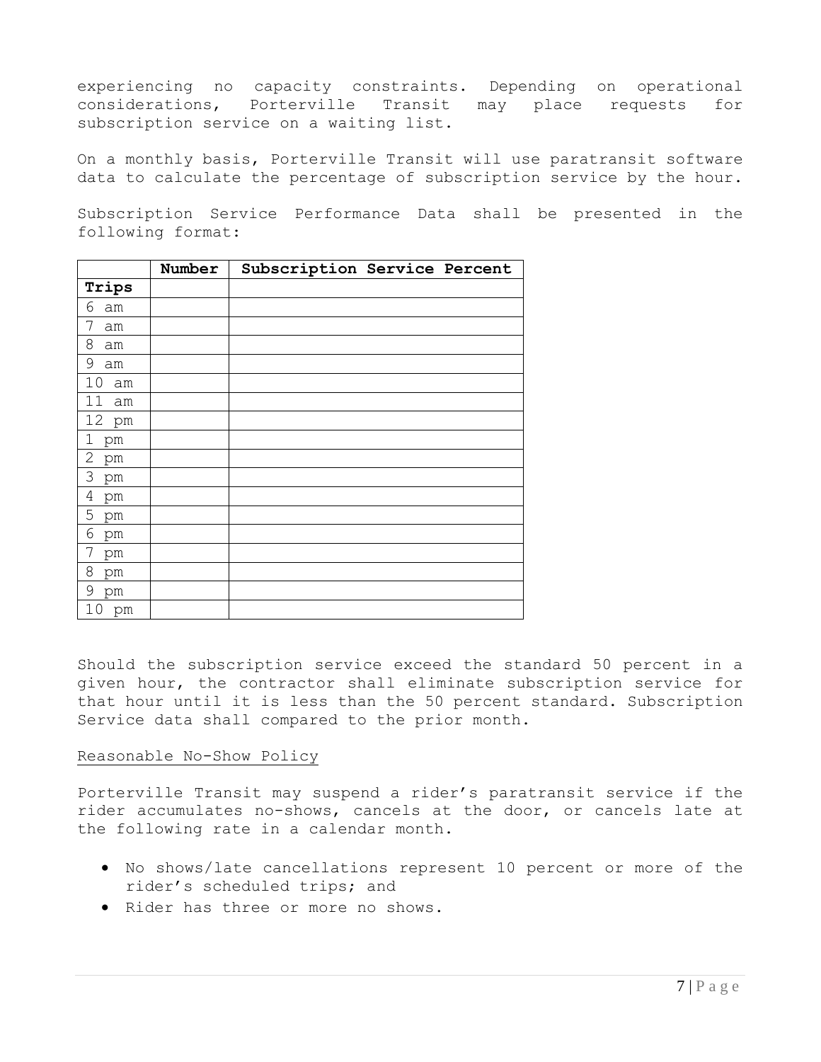experiencing no capacity constraints. Depending on operational considerations, Porterville Transit may place requests for subscription service on a waiting list.

On a monthly basis, Porterville Transit will use paratransit software data to calculate the percentage of subscription service by the hour.

Subscription Service Performance Data shall be presented in the following format:

| | **Number** | **Subscription Service Percent** |
|---|---|---|
| **Trips** | | |
| 6 am | | |
| 7 am | | |
| 8 am | | |
| 9 am | | |
| 10 am | | |
| 11 am | | |
| 12 pm | | |
| 1 pm | | |
| 2 pm | | |
| 3 pm | | |
| 4 pm | | |
| 5 pm | | |
| 6 pm | | |
| 7 pm | | |
| 8 pm | | |
| 9 pm | | |
| 10 pm | | |

Should the subscription service exceed the standard 50 percent in a given hour, the contractor shall eliminate subscription service for that hour until it is less than the 50 percent standard. Subscription Service data shall compared to the prior month.

<u>Reasonable No-Show Policy</u>

Porterville Transit may suspend a rider's paratransit service if the rider accumulates no-shows, cancels at the door, or cancels late at the following rate in a calendar month.

- No shows/late cancellations represent 10 percent or more of the rider's scheduled trips; and
- Rider has three or more no shows.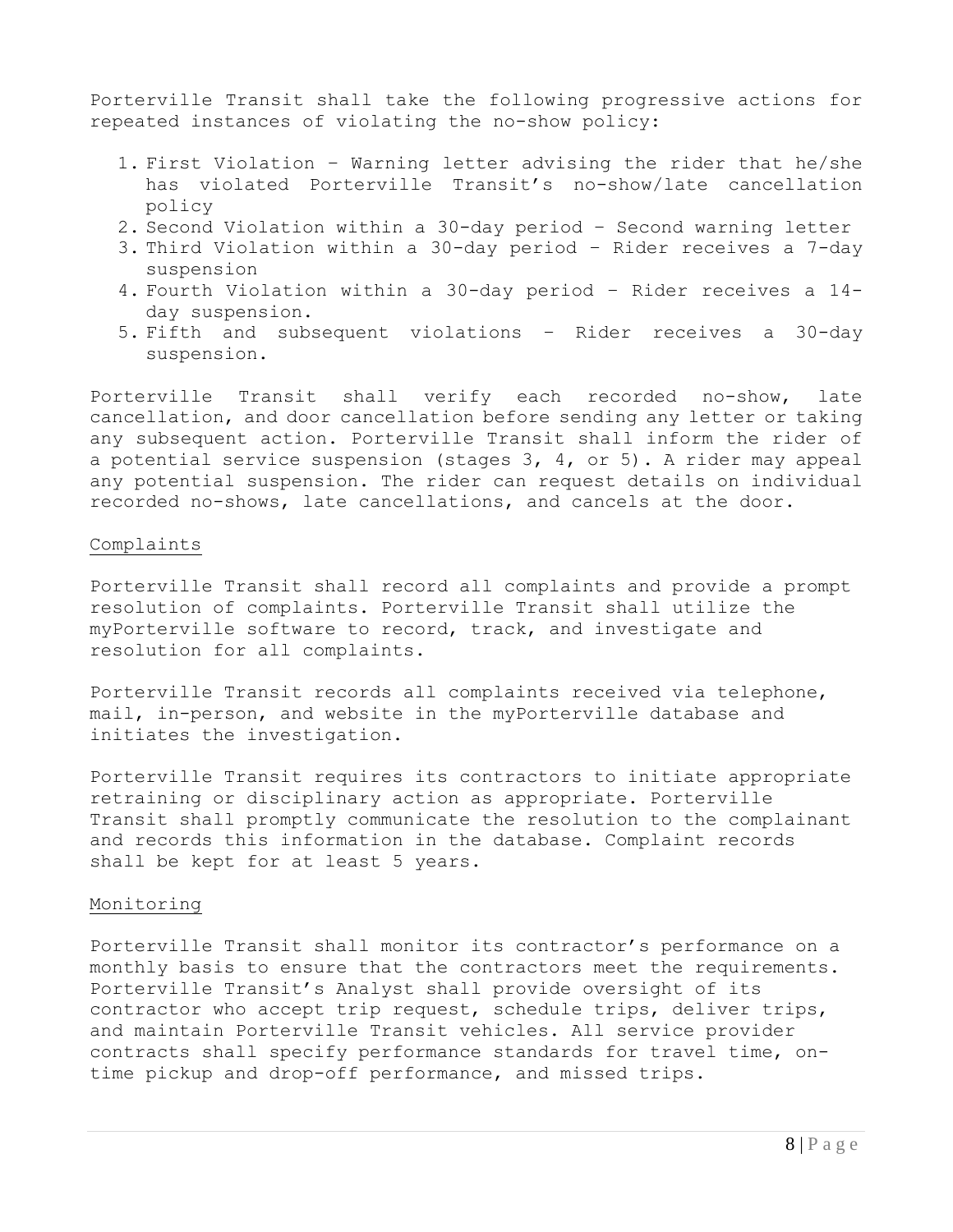Porterville Transit shall take the following progressive actions for repeated instances of violating the no-show policy:

1. First Violation – Warning letter advising the rider that he/she has violated Porterville Transit's no-show/late cancellation policy
2. Second Violation within a 30-day period – Second warning letter
3. Third Violation within a 30-day period – Rider receives a 7-day suspension
4. Fourth Violation within a 30-day period – Rider receives a 14-day suspension.
5. Fifth and subsequent violations – Rider receives a 30-day suspension.

Porterville Transit shall verify each recorded no-show, late cancellation, and door cancellation before sending any letter or taking any subsequent action. Porterville Transit shall inform the rider of a potential service suspension (stages 3, 4, or 5). A rider may appeal any potential suspension. The rider can request details on individual recorded no-shows, late cancellations, and cancels at the door.

## Complaints

Porterville Transit shall record all complaints and provide a prompt resolution of complaints. Porterville Transit shall utilize the myPorterville software to record, track, and investigate and resolution for all complaints.

Porterville Transit records all complaints received via telephone, mail, in-person, and website in the myPorterville database and initiates the investigation.

Porterville Transit requires its contractors to initiate appropriate retraining or disciplinary action as appropriate. Porterville Transit shall promptly communicate the resolution to the complainant and records this information in the database. Complaint records shall be kept for at least 5 years.

## Monitoring

Porterville Transit shall monitor its contractor's performance on a monthly basis to ensure that the contractors meet the requirements. Porterville Transit's Analyst shall provide oversight of its contractor who accept trip request, schedule trips, deliver trips, and maintain Porterville Transit vehicles. All service provider contracts shall specify performance standards for travel time, on-time pickup and drop-off performance, and missed trips.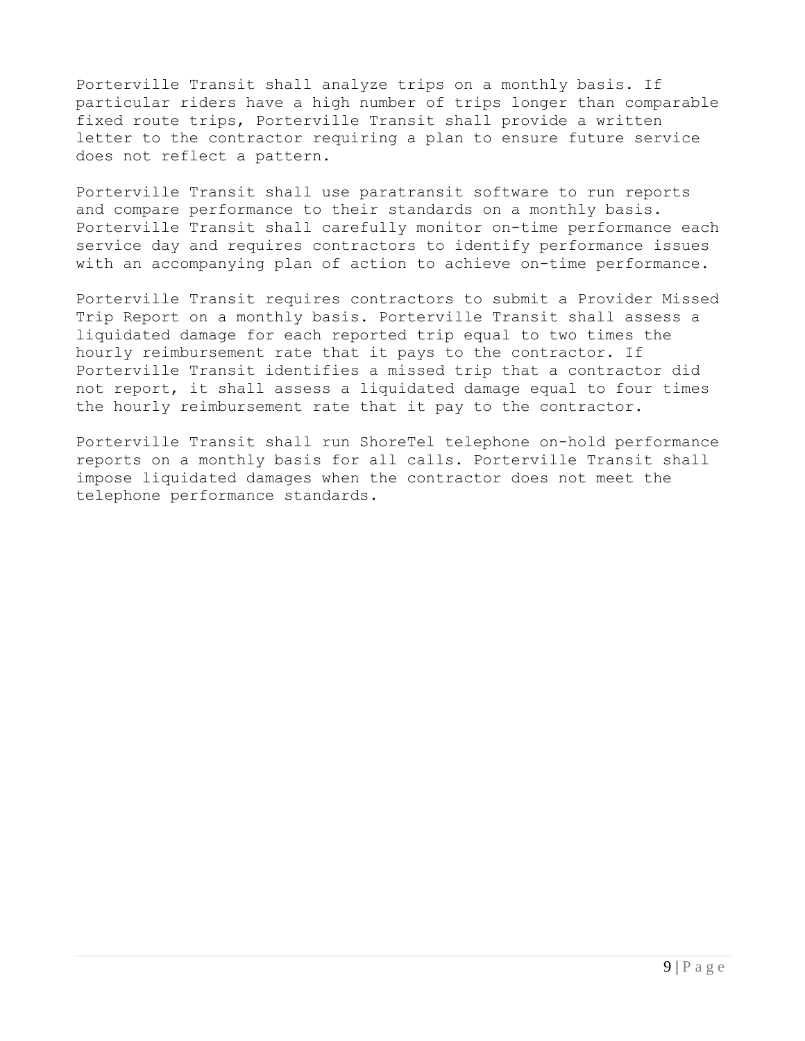Porterville Transit shall analyze trips on a monthly basis. If particular riders have a high number of trips longer than comparable fixed route trips, Porterville Transit shall provide a written letter to the contractor requiring a plan to ensure future service does not reflect a pattern.

Porterville Transit shall use paratransit software to run reports and compare performance to their standards on a monthly basis. Porterville Transit shall carefully monitor on-time performance each service day and requires contractors to identify performance issues with an accompanying plan of action to achieve on-time performance.

Porterville Transit requires contractors to submit a Provider Missed Trip Report on a monthly basis. Porterville Transit shall assess a liquidated damage for each reported trip equal to two times the hourly reimbursement rate that it pays to the contractor. If Porterville Transit identifies a missed trip that a contractor did not report, it shall assess a liquidated damage equal to four times the hourly reimbursement rate that it pay to the contractor.

Porterville Transit shall run ShoreTel telephone on-hold performance reports on a monthly basis for all calls. Porterville Transit shall impose liquidated damages when the contractor does not meet the telephone performance standards.